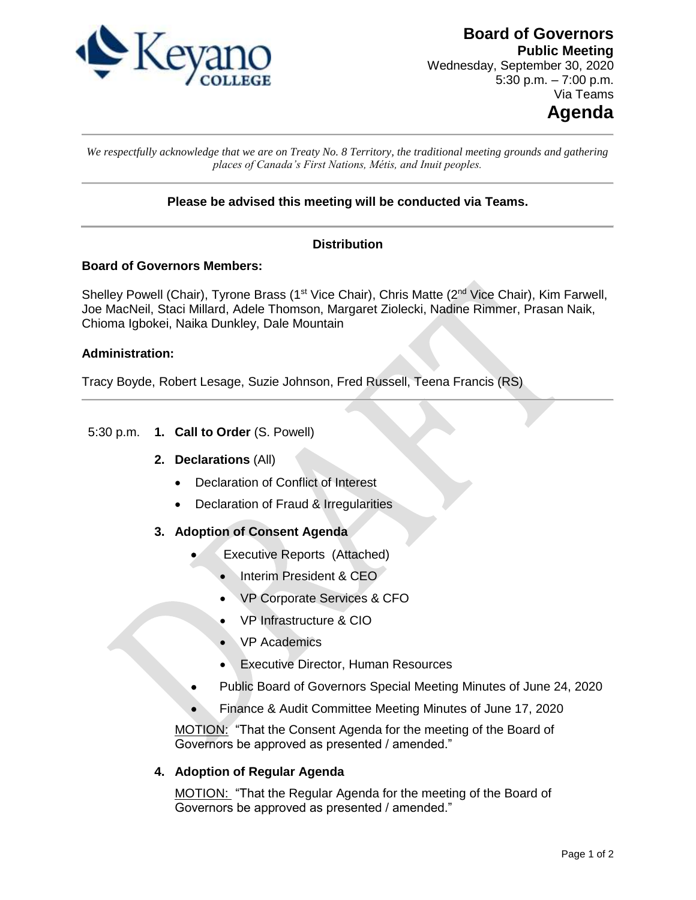# Board of Governors

**Public Meeting**
Wednesday, September 30, 2020
5:30 p.m. – 7:00 p.m.
Via Teams

# Agenda

*We respectfully acknowledge that we are on Treaty No. 8 Territory, the traditional meeting grounds and gathering places of Canada's First Nations, Métis, and Inuit peoples.*

**Please be advised this meeting will be conducted via Teams.**

**Distribution**

**Board of Governors Members:**

Shelley Powell (Chair), Tyrone Brass (1st Vice Chair), Chris Matte (2nd Vice Chair), Kim Farwell, Joe MacNeil, Staci Millard, Adele Thomson, Margaret Ziolecki, Nadine Rimmer, Prasan Naik, Chioma Igbokei, Naika Dunkley, Dale Mountain

**Administration:**

Tracy Boyde, Robert Lesage, Suzie Johnson, Fred Russell, Teena Francis (RS)

5:30 p.m. **1. Call to Order** (S. Powell)

**2. Declarations** (All)

- Declaration of Conflict of Interest
- Declaration of Fraud & Irregularities

**3. Adoption of Consent Agenda**

- Executive Reports (Attached)
  - Interim President & CEO
  - VP Corporate Services & CFO
  - VP Infrastructure & CIO
  - VP Academics
  - Executive Director, Human Resources
- Public Board of Governors Special Meeting Minutes of June 24, 2020
- Finance & Audit Committee Meeting Minutes of June 17, 2020

MOTION: "That the Consent Agenda for the meeting of the Board of Governors be approved as presented / amended."

**4. Adoption of Regular Agenda**

MOTION: "That the Regular Agenda for the meeting of the Board of Governors be approved as presented / amended."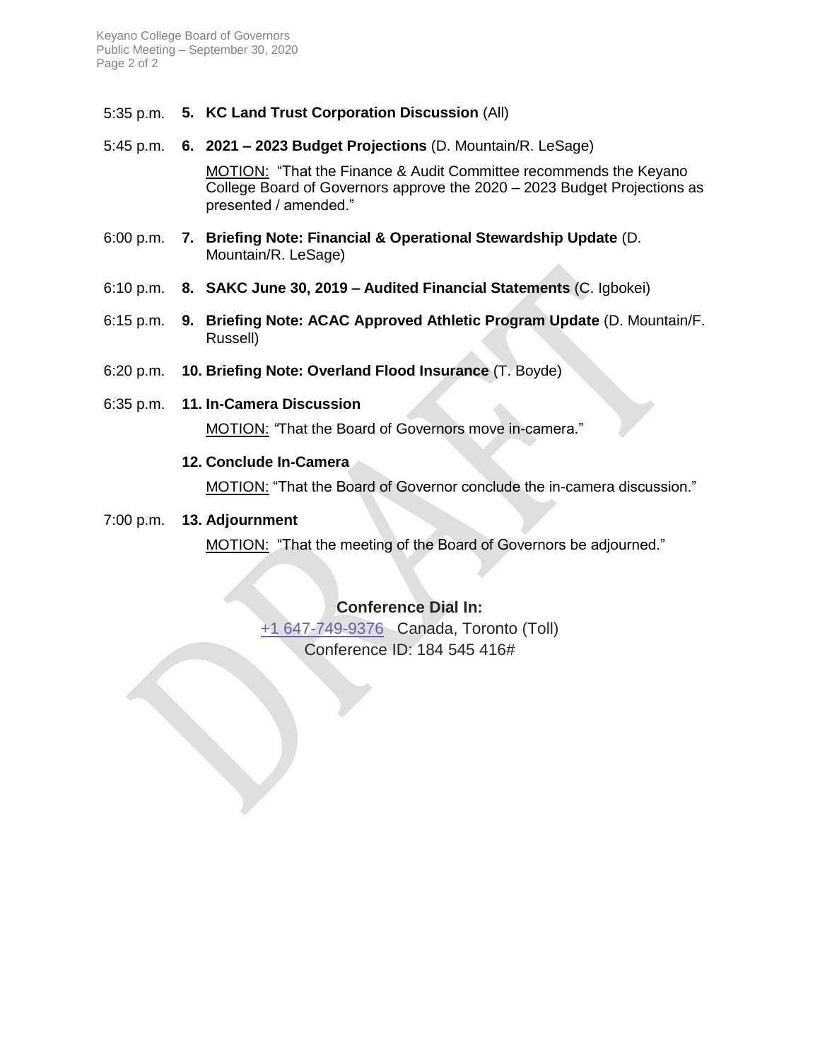5:35 p.m. **5. KC Land Trust Corporation Discussion** (All)

5:45 p.m. **6. 2021 – 2023 Budget Projections** (D. Mountain/R. LeSage)

MOTION: "That the Finance & Audit Committee recommends the Keyano College Board of Governors approve the 2020 – 2023 Budget Projections as presented / amended."

6:00 p.m. **7. Briefing Note: Financial & Operational Stewardship Update** (D. Mountain/R. LeSage)

6:10 p.m. **8. SAKC June 30, 2019 – Audited Financial Statements** (C. Igbokei)

6:15 p.m. **9. Briefing Note: ACAC Approved Athletic Program Update** (D. Mountain/F. Russell)

6:20 p.m. **10. Briefing Note: Overland Flood Insurance** (T. Boyde)

6:35 p.m. **11. In-Camera Discussion**

MOTION: "That the Board of Governors move in-camera."

**12. Conclude In-Camera**

MOTION: "That the Board of Governor conclude the in-camera discussion."

7:00 p.m. **13. Adjournment**

MOTION: "That the meeting of the Board of Governors be adjourned."

**Conference Dial In:**

+1 647-749-9376 Canada, Toronto (Toll)

Conference ID: 184 545 416#

DRAFT